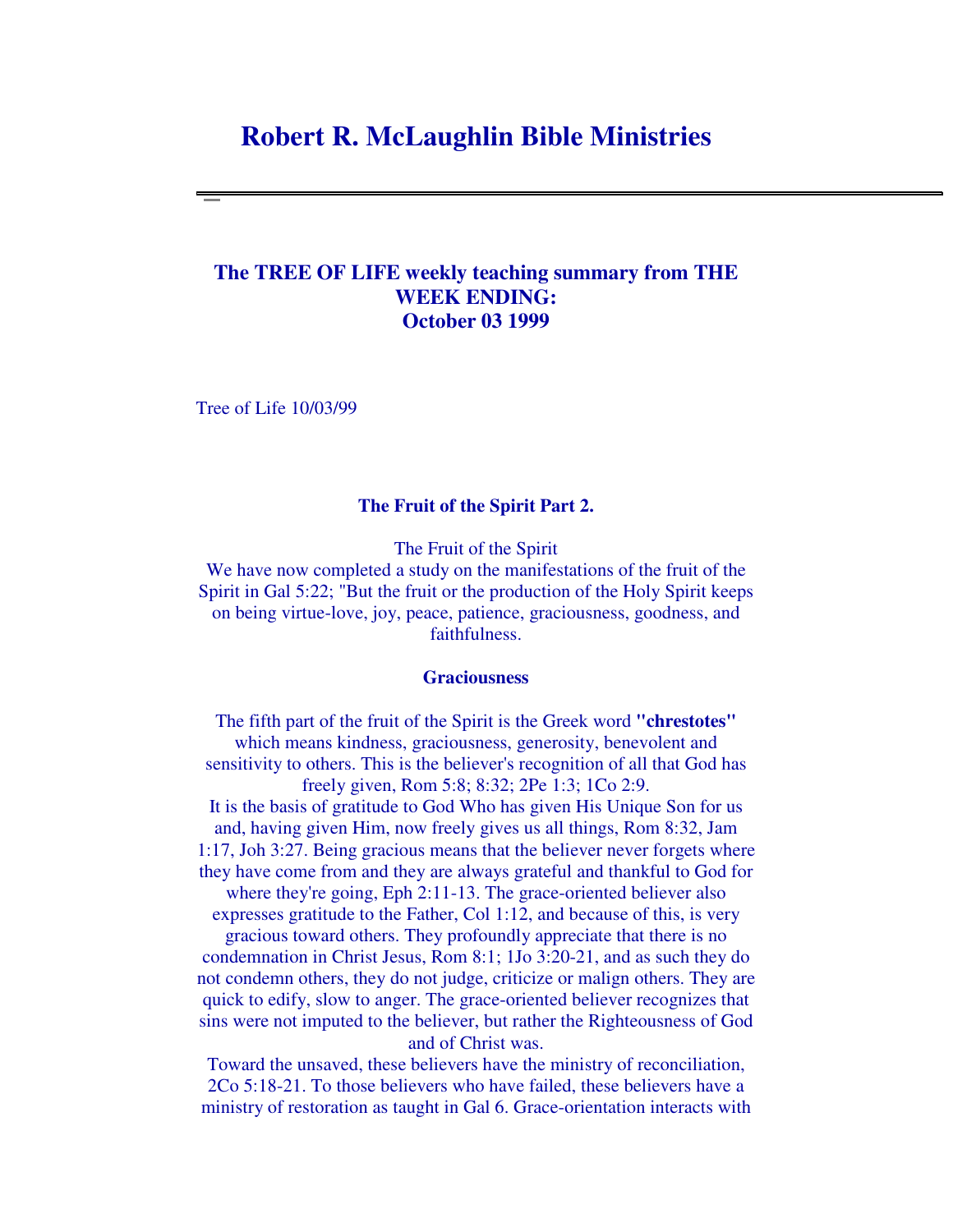# Robert R. McLaughlin Bible Ministries

---

## The TREE OF LIFE weekly teaching summary from THE WEEK ENDING: October 03 1999

Tree of Life 10/03/99

### The Fruit of the Spirit Part 2.

The Fruit of the Spirit
We have now completed a study on the manifestations of the fruit of the Spirit in Gal 5:22; "But the fruit or the production of the Holy Spirit keeps on being virtue-love, joy, peace, patience, graciousness, goodness, and faithfulness.

**Graciousness**

The fifth part of the fruit of the Spirit is the Greek word **"chrestotes"** which means kindness, graciousness, generosity, benevolent and sensitivity to others. This is the believer's recognition of all that God has freely given, Rom 5:8; 8:32; 2Pe 1:3; 1Co 2:9.
It is the basis of gratitude to God Who has given His Unique Son for us and, having given Him, now freely gives us all things, Rom 8:32, Jam 1:17, Joh 3:27. Being gracious means that the believer never forgets where they have come from and they are always grateful and thankful to God for where they're going, Eph 2:11-13. The grace-oriented believer also expresses gratitude to the Father, Col 1:12, and because of this, is very gracious toward others. They profoundly appreciate that there is no condemnation in Christ Jesus, Rom 8:1; 1Jo 3:20-21, and as such they do not condemn others, they do not judge, criticize or malign others. They are quick to edify, slow to anger. The grace-oriented believer recognizes that sins were not imputed to the believer, but rather the Righteousness of God and of Christ was.
Toward the unsaved, these believers have the ministry of reconciliation, 2Co 5:18-21. To those believers who have failed, these believers have a ministry of restoration as taught in Gal 6. Grace-orientation interacts with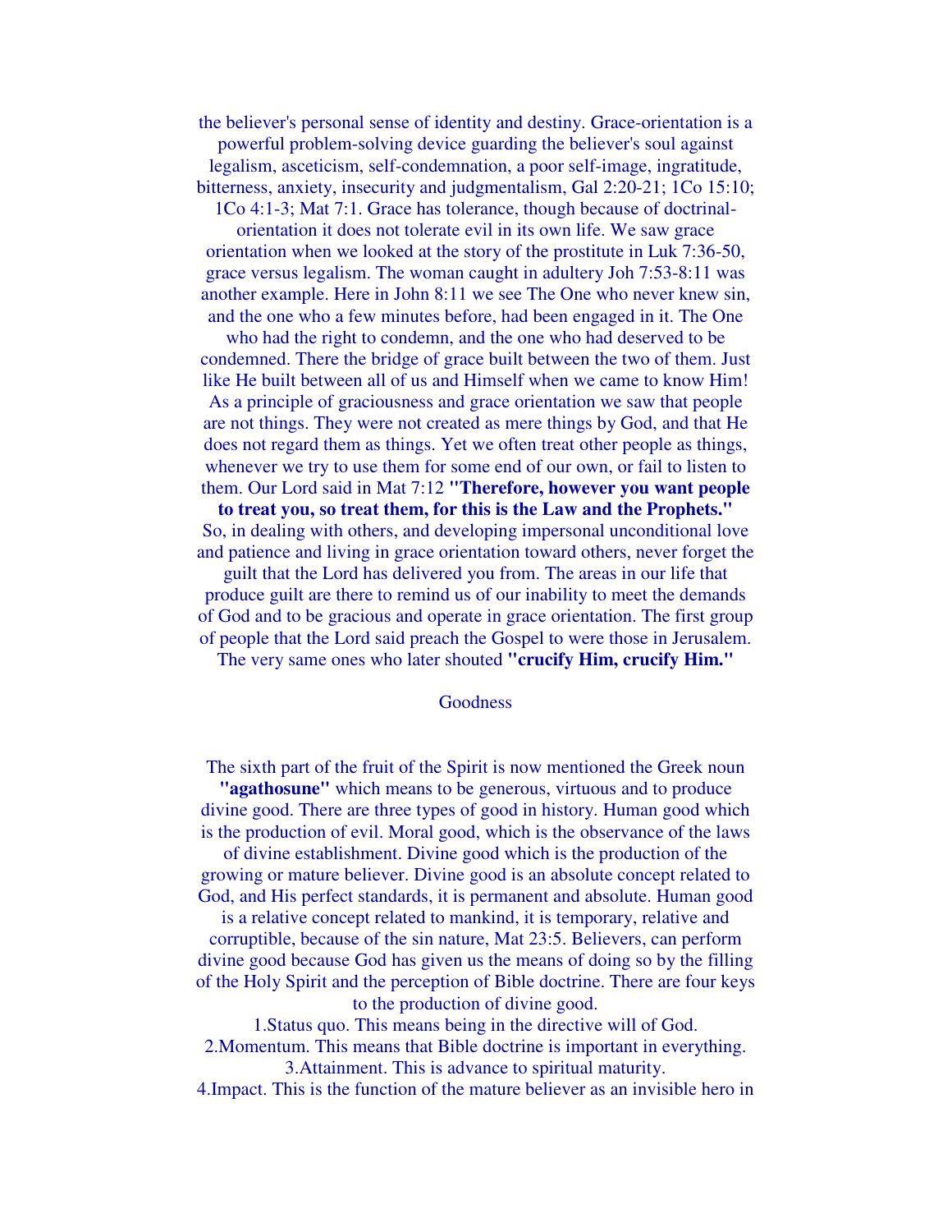the believer's personal sense of identity and destiny. Grace-orientation is a powerful problem-solving device guarding the believer's soul against legalism, asceticism, self-condemnation, a poor self-image, ingratitude, bitterness, anxiety, insecurity and judgmentalism, Gal 2:20-21; 1Co 15:10; 1Co 4:1-3; Mat 7:1. Grace has tolerance, though because of doctrinal-orientation it does not tolerate evil in its own life. We saw grace orientation when we looked at the story of the prostitute in Luk 7:36-50, grace versus legalism. The woman caught in adultery Joh 7:53-8:11 was another example. Here in John 8:11 we see The One who never knew sin, and the one who a few minutes before, had been engaged in it. The One who had the right to condemn, and the one who had deserved to be condemned. There the bridge of grace built between the two of them. Just like He built between all of us and Himself when we came to know Him! As a principle of graciousness and grace orientation we saw that people are not things. They were not created as mere things by God, and that He does not regard them as things. Yet we often treat other people as things, whenever we try to use them for some end of our own, or fail to listen to them. Our Lord said in Mat 7:12 **"Therefore, however you want people to treat you, so treat them, for this is the Law and the Prophets."** So, in dealing with others, and developing impersonal unconditional love and patience and living in grace orientation toward others, never forget the guilt that the Lord has delivered you from. The areas in our life that produce guilt are there to remind us of our inability to meet the demands of God and to be gracious and operate in grace orientation. The first group of people that the Lord said preach the Gospel to were those in Jerusalem. The very same ones who later shouted **"crucify Him, crucify Him."**

## Goodness

The sixth part of the fruit of the Spirit is now mentioned the Greek noun **"agathosune"** which means to be generous, virtuous and to produce divine good. There are three types of good in history. Human good which is the production of evil. Moral good, which is the observance of the laws of divine establishment. Divine good which is the production of the growing or mature believer. Divine good is an absolute concept related to God, and His perfect standards, it is permanent and absolute. Human good is a relative concept related to mankind, it is temporary, relative and corruptible, because of the sin nature, Mat 23:5. Believers, can perform divine good because God has given us the means of doing so by the filling of the Holy Spirit and the perception of Bible doctrine. There are four keys to the production of divine good.

1. Status quo. This means being in the directive will of God.
2. Momentum. This means that Bible doctrine is important in everything.
3. Attainment. This is advance to spiritual maturity.
4. Impact. This is the function of the mature believer as an invisible hero in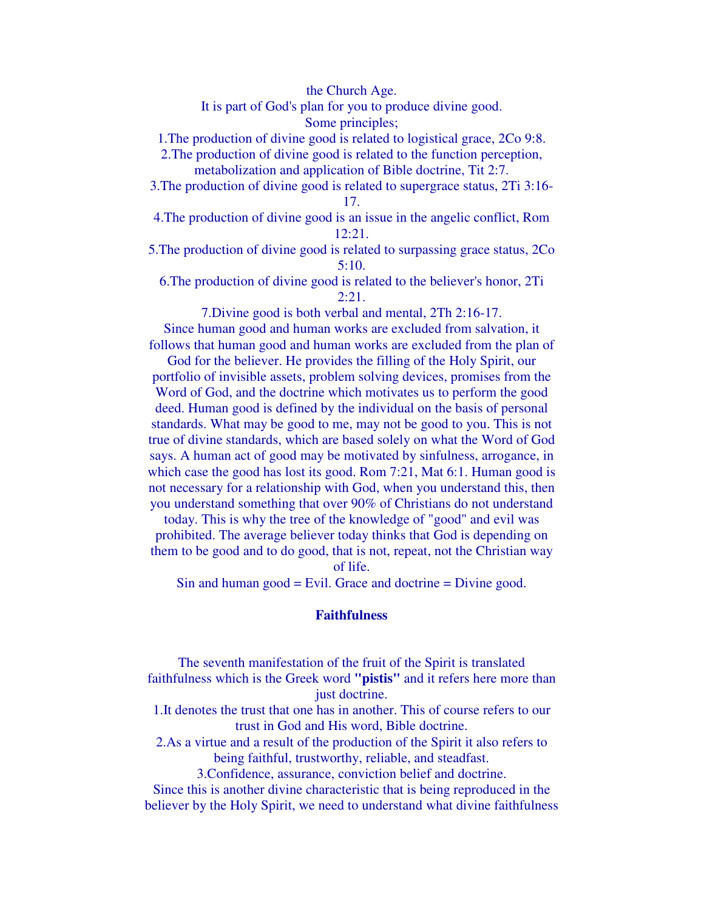the Church Age.

It is part of God's plan for you to produce divine good.

Some principles;

1. The production of divine good is related to logistical grace, 2Co 9:8.
2. The production of divine good is related to the function perception, metabolization and application of Bible doctrine, Tit 2:7.
3. The production of divine good is related to supergrace status, 2Ti 3:16-17.
4. The production of divine good is an issue in the angelic conflict, Rom 12:21.
5. The production of divine good is related to surpassing grace status, 2Co 5:10.
6. The production of divine good is related to the believer's honor, 2Ti 2:21.
7. Divine good is both verbal and mental, 2Th 2:16-17.

Since human good and human works are excluded from salvation, it follows that human good and human works are excluded from the plan of God for the believer. He provides the filling of the Holy Spirit, our portfolio of invisible assets, problem solving devices, promises from the Word of God, and the doctrine which motivates us to perform the good deed. Human good is defined by the individual on the basis of personal standards. What may be good to me, may not be good to you. This is not true of divine standards, which are based solely on what the Word of God says. A human act of good may be motivated by sinfulness, arrogance, in which case the good has lost its good. Rom 7:21, Mat 6:1. Human good is not necessary for a relationship with God, when you understand this, then you understand something that over 90% of Christians do not understand today. This is why the tree of the knowledge of "good" and evil was prohibited. The average believer today thinks that God is depending on them to be good and to do good, that is not, repeat, not the Christian way of life.

Sin and human good = Evil. Grace and doctrine = Divine good.

## Faithfulness

The seventh manifestation of the fruit of the Spirit is translated faithfulness which is the Greek word **"pistis"** and it refers here more than just doctrine.

1. It denotes the trust that one has in another. This of course refers to our trust in God and His word, Bible doctrine.
2. As a virtue and a result of the production of the Spirit it also refers to being faithful, trustworthy, reliable, and steadfast.
3. Confidence, assurance, conviction belief and doctrine.

Since this is another divine characteristic that is being reproduced in the believer by the Holy Spirit, we need to understand what divine faithfulness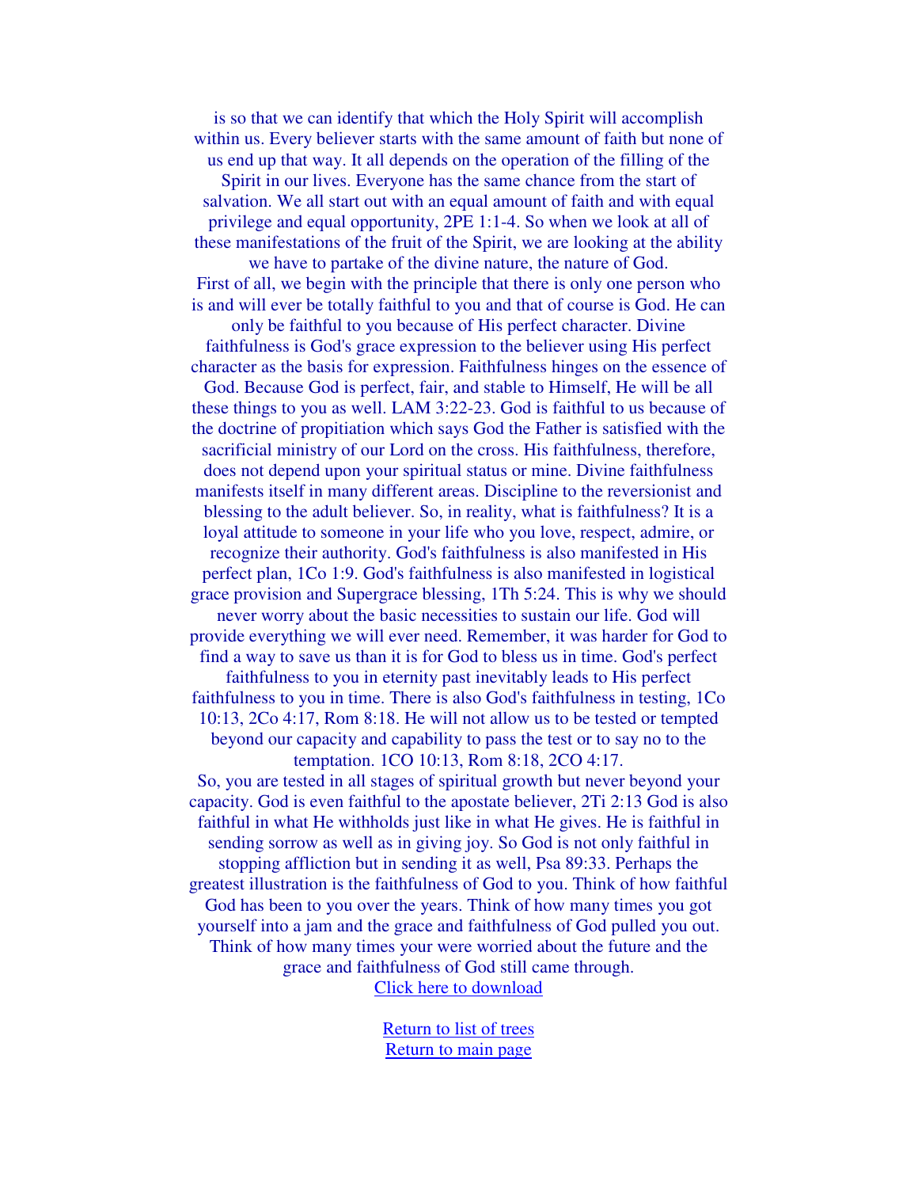is so that we can identify that which the Holy Spirit will accomplish within us. Every believer starts with the same amount of faith but none of us end up that way. It all depends on the operation of the filling of the Spirit in our lives. Everyone has the same chance from the start of salvation. We all start out with an equal amount of faith and with equal privilege and equal opportunity, 2PE 1:1-4. So when we look at all of these manifestations of the fruit of the Spirit, we are looking at the ability we have to partake of the divine nature, the nature of God.

First of all, we begin with the principle that there is only one person who is and will ever be totally faithful to you and that of course is God. He can only be faithful to you because of His perfect character. Divine faithfulness is God's grace expression to the believer using His perfect character as the basis for expression. Faithfulness hinges on the essence of God. Because God is perfect, fair, and stable to Himself, He will be all these things to you as well. LAM 3:22-23. God is faithful to us because of the doctrine of propitiation which says God the Father is satisfied with the sacrificial ministry of our Lord on the cross. His faithfulness, therefore, does not depend upon your spiritual status or mine. Divine faithfulness manifests itself in many different areas. Discipline to the reversionist and blessing to the adult believer. So, in reality, what is faithfulness? It is a loyal attitude to someone in your life who you love, respect, admire, or recognize their authority. God's faithfulness is also manifested in His perfect plan, 1Co 1:9. God's faithfulness is also manifested in logistical grace provision and Supergrace blessing, 1Th 5:24. This is why we should never worry about the basic necessities to sustain our life. God will provide everything we will ever need. Remember, it was harder for God to find a way to save us than it is for God to bless us in time. God's perfect faithfulness to you in eternity past inevitably leads to His perfect faithfulness to you in time. There is also God's faithfulness in testing, 1Co 10:13, 2Co 4:17, Rom 8:18. He will not allow us to be tested or tempted beyond our capacity and capability to pass the test or to say no to the temptation. 1CO 10:13, Rom 8:18, 2CO 4:17.

So, you are tested in all stages of spiritual growth but never beyond your capacity. God is even faithful to the apostate believer, 2Ti 2:13 God is also faithful in what He withholds just like in what He gives. He is faithful in sending sorrow as well as in giving joy. So God is not only faithful in stopping affliction but in sending it as well, Psa 89:33. Perhaps the greatest illustration is the faithfulness of God to you. Think of how faithful God has been to you over the years. Think of how many times you got yourself into a jam and the grace and faithfulness of God pulled you out. Think of how many times your were worried about the future and the grace and faithfulness of God still came through.

Click here to download

Return to list of trees
Return to main page